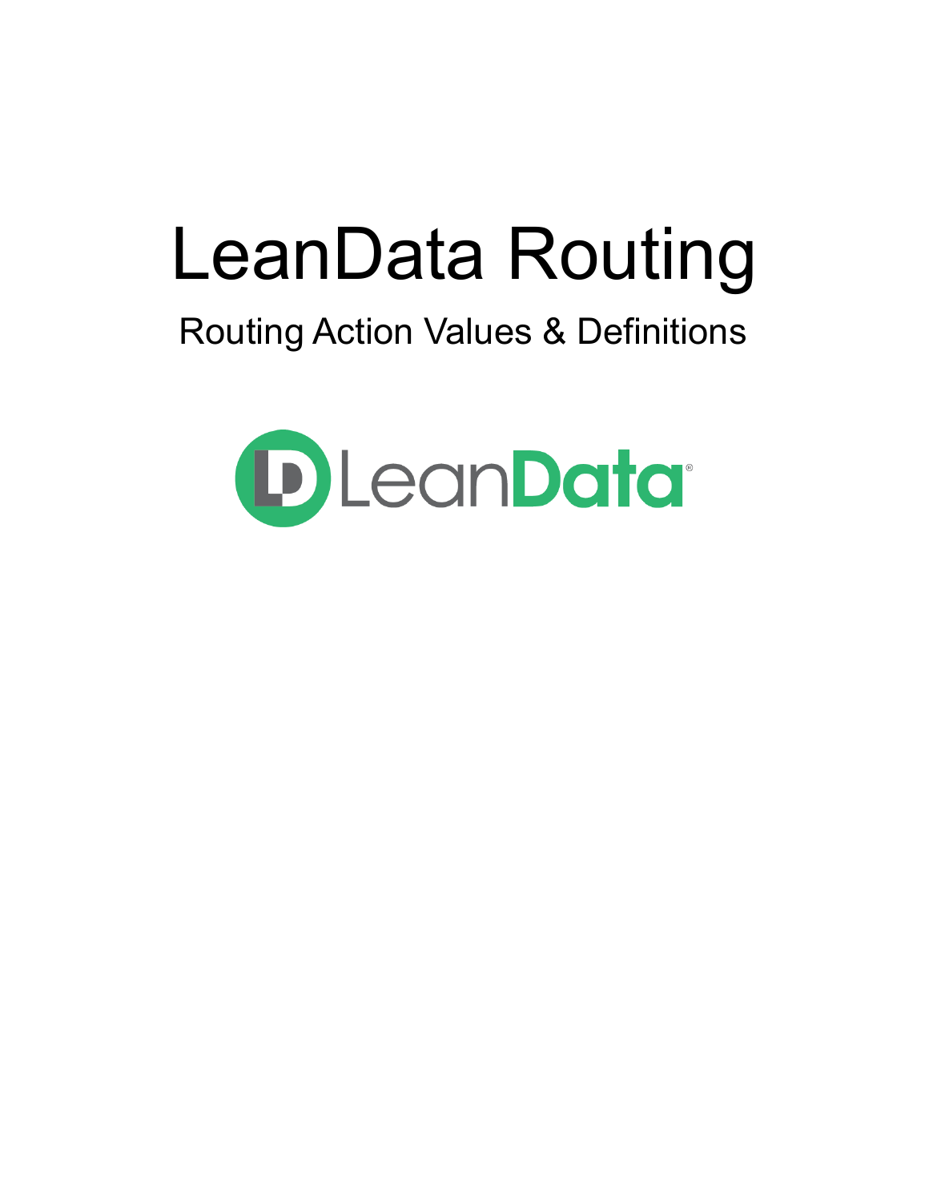# LeanData Routing

## Routing Action Values & Definitions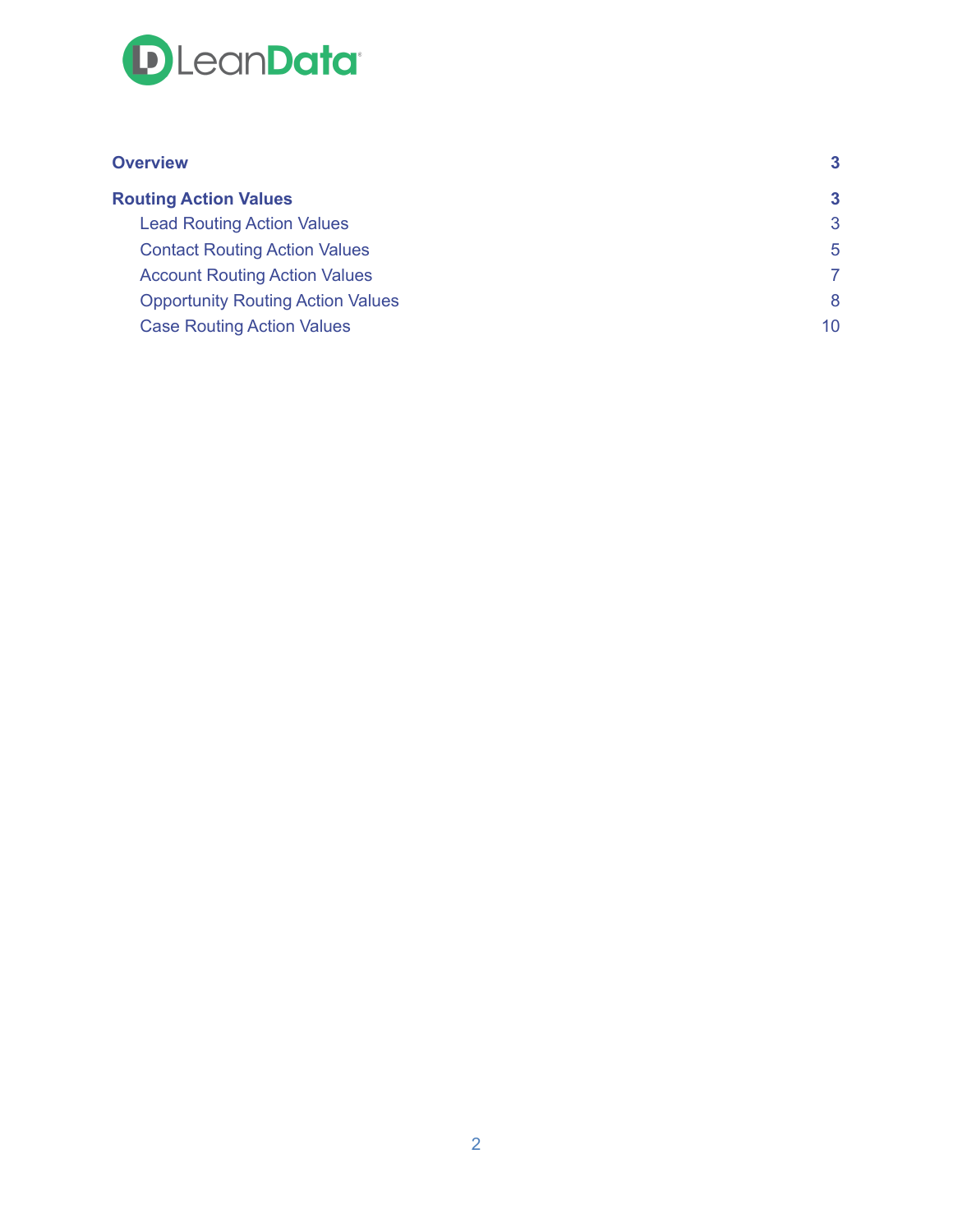| | |
|---|---|
| **Overview** | **3** |
| **Routing Action Values** | **3** |
| Lead Routing Action Values | 3 |
| Contact Routing Action Values | 5 |
| Account Routing Action Values | 7 |
| Opportunity Routing Action Values | 8 |
| Case Routing Action Values | 10 |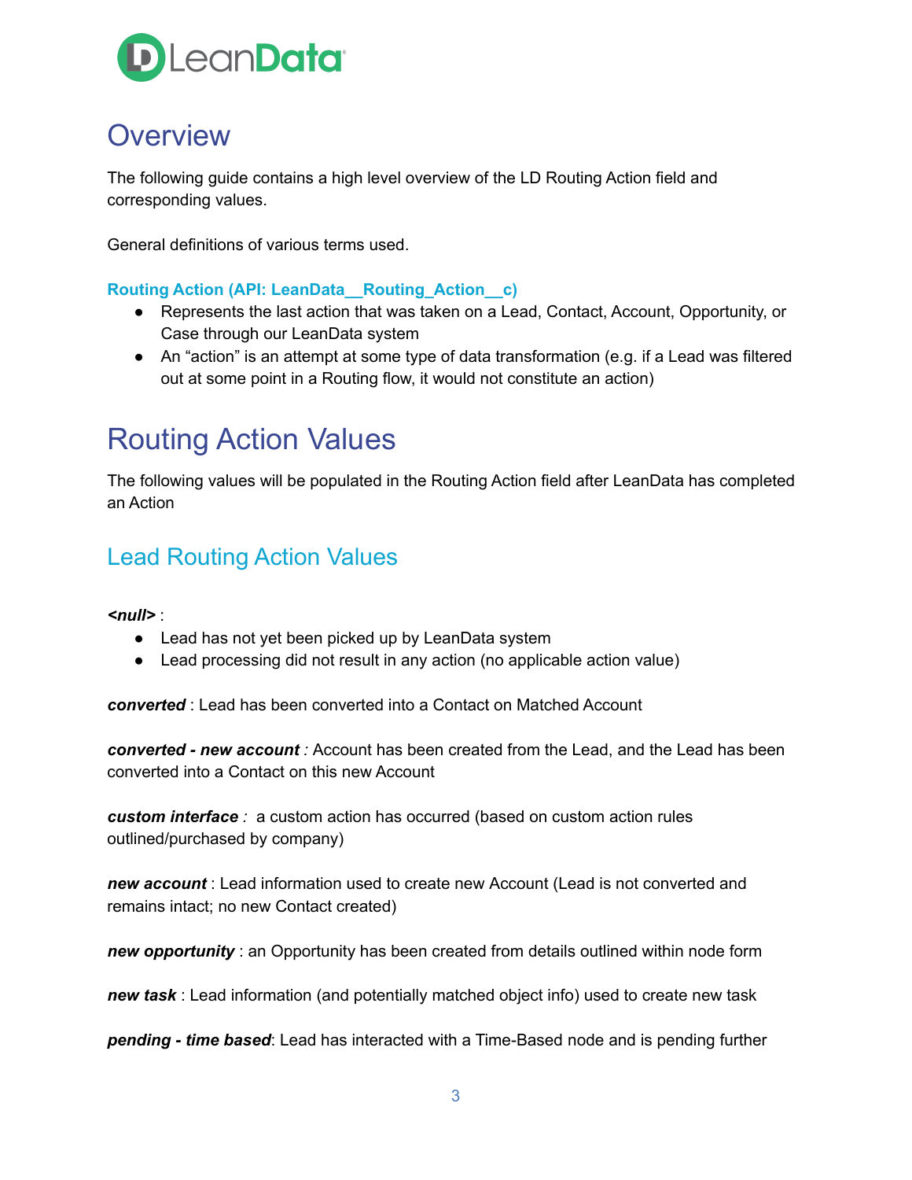# Overview

The following guide contains a high level overview of the LD Routing Action field and corresponding values.

General definitions of various terms used.

**Routing Action (API: LeanData__Routing_Action__c)**

- Represents the last action that was taken on a Lead, Contact, Account, Opportunity, or Case through our LeanData system
- An "action" is an attempt at some type of data transformation (e.g. if a Lead was filtered out at some point in a Routing flow, it would not constitute an action)

# Routing Action Values

The following values will be populated in the Routing Action field after LeanData has completed an Action

## Lead Routing Action Values

***<null>*** :

- Lead has not yet been picked up by LeanData system
- Lead processing did not result in any action (no applicable action value)

***converted*** : Lead has been converted into a Contact on Matched Account

***converted - new account*** *:* Account has been created from the Lead, and the Lead has been converted into a Contact on this new Account

***custom interface*** *:* a custom action has occurred (based on custom action rules outlined/purchased by company)

***new account*** : Lead information used to create new Account (Lead is not converted and remains intact; no new Contact created)

***new opportunity*** : an Opportunity has been created from details outlined within node form

***new task*** : Lead information (and potentially matched object info) used to create new task

***pending - time based***: Lead has interacted with a Time-Based node and is pending further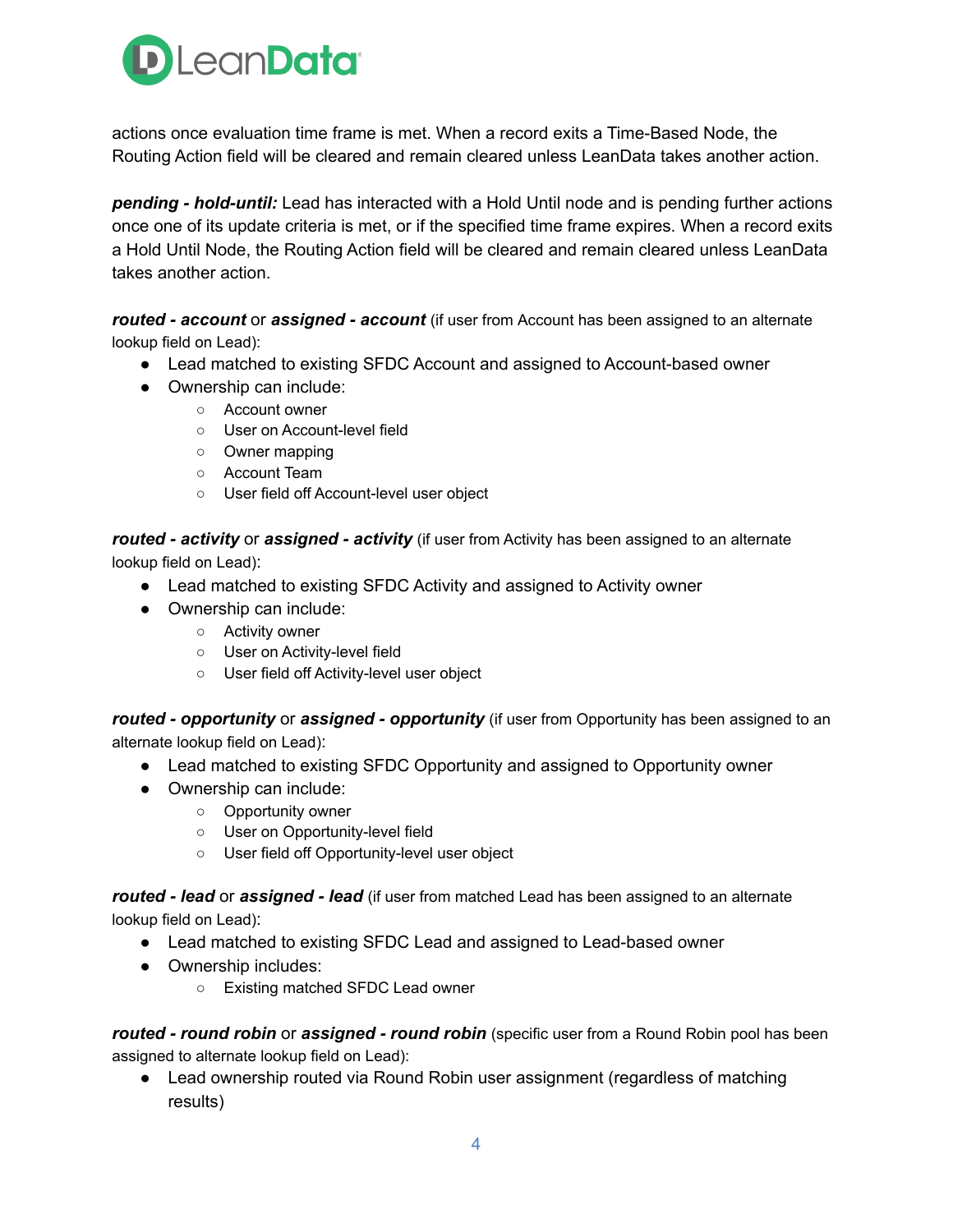actions once evaluation time frame is met. When a record exits a Time-Based Node, the Routing Action field will be cleared and remain cleared unless LeanData takes another action.

***pending - hold-until:*** Lead has interacted with a Hold Until node and is pending further actions once one of its update criteria is met, or if the specified time frame expires. When a record exits a Hold Until Node, the Routing Action field will be cleared and remain cleared unless LeanData takes another action.

***routed - account*** or ***assigned - account*** (if user from Account has been assigned to an alternate lookup field on Lead):

- Lead matched to existing SFDC Account and assigned to Account-based owner
- Ownership can include:
  - Account owner
  - User on Account-level field
  - Owner mapping
  - Account Team
  - User field off Account-level user object

***routed - activity*** or ***assigned - activity*** (if user from Activity has been assigned to an alternate lookup field on Lead):

- Lead matched to existing SFDC Activity and assigned to Activity owner
- Ownership can include:
  - Activity owner
  - User on Activity-level field
  - User field off Activity-level user object

***routed - opportunity*** or ***assigned - opportunity*** (if user from Opportunity has been assigned to an alternate lookup field on Lead):

- Lead matched to existing SFDC Opportunity and assigned to Opportunity owner
- Ownership can include:
  - Opportunity owner
  - User on Opportunity-level field
  - User field off Opportunity-level user object

***routed - lead*** or ***assigned - lead*** (if user from matched Lead has been assigned to an alternate lookup field on Lead):

- Lead matched to existing SFDC Lead and assigned to Lead-based owner
- Ownership includes:
  - Existing matched SFDC Lead owner

***routed - round robin*** or ***assigned - round robin*** (specific user from a Round Robin pool has been assigned to alternate lookup field on Lead):

- Lead ownership routed via Round Robin user assignment (regardless of matching results)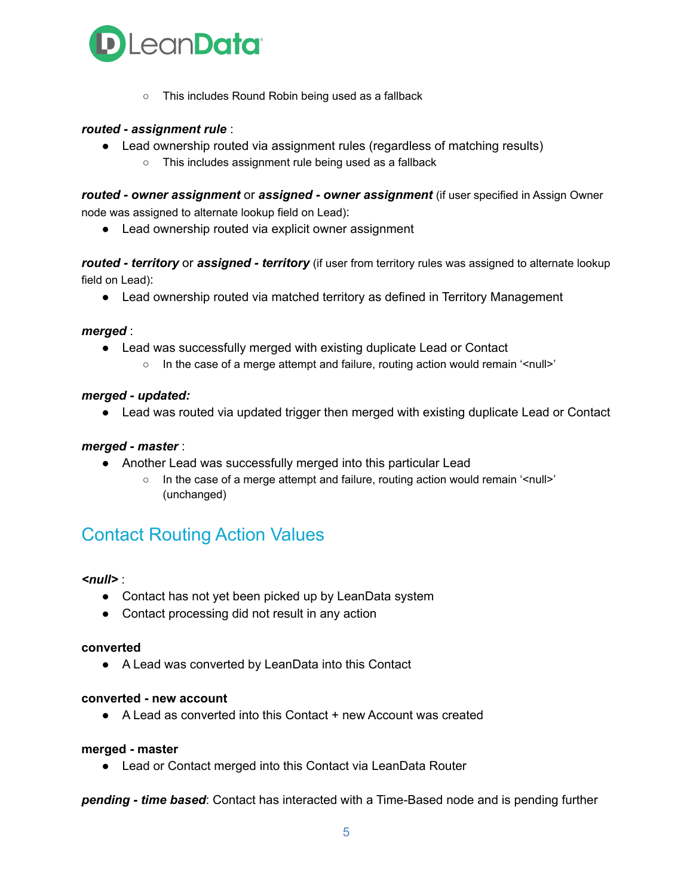- This includes Round Robin being used as a fallback

***routed - assignment rule*** :

- Lead ownership routed via assignment rules (regardless of matching results)
    - This includes assignment rule being used as a fallback

***routed - owner assignment*** or ***assigned - owner assignment*** (if user specified in Assign Owner node was assigned to alternate lookup field on Lead):

- Lead ownership routed via explicit owner assignment

***routed - territory*** or ***assigned - territory*** (if user from territory rules was assigned to alternate lookup field on Lead):

- Lead ownership routed via matched territory as defined in Territory Management

***merged*** :

- Lead was successfully merged with existing duplicate Lead or Contact
    - In the case of a merge attempt and failure, routing action would remain '<null>'

***merged - updated:***

- Lead was routed via updated trigger then merged with existing duplicate Lead or Contact

***merged - master*** :

- Another Lead was successfully merged into this particular Lead
    - In the case of a merge attempt and failure, routing action would remain '<null>' (unchanged)

## Contact Routing Action Values

***<null>*** :

- Contact has not yet been picked up by LeanData system
- Contact processing did not result in any action

**converted**

- A Lead was converted by LeanData into this Contact

**converted - new account**

- A Lead as converted into this Contact + new Account was created

**merged - master**

- Lead or Contact merged into this Contact via LeanData Router

***pending - time based***: Contact has interacted with a Time-Based node and is pending further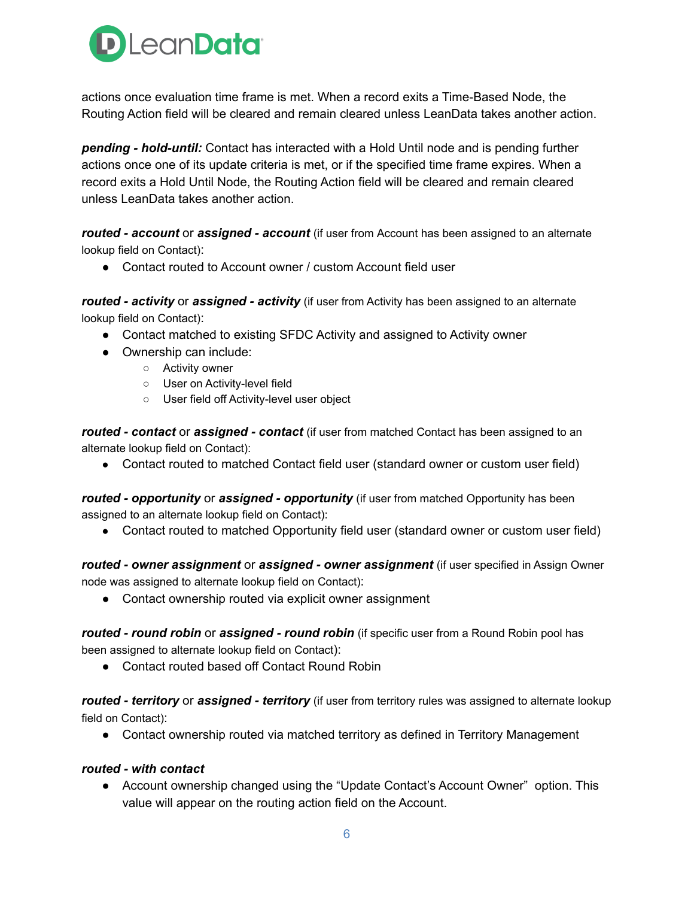actions once evaluation time frame is met. When a record exits a Time-Based Node, the Routing Action field will be cleared and remain cleared unless LeanData takes another action.

***pending - hold-until:*** Contact has interacted with a Hold Until node and is pending further actions once one of its update criteria is met, or if the specified time frame expires. When a record exits a Hold Until Node, the Routing Action field will be cleared and remain cleared unless LeanData takes another action.

***routed - account*** or ***assigned - account*** (if user from Account has been assigned to an alternate lookup field on Contact):

- Contact routed to Account owner / custom Account field user

***routed - activity*** or ***assigned - activity*** (if user from Activity has been assigned to an alternate lookup field on Contact):

- Contact matched to existing SFDC Activity and assigned to Activity owner
- Ownership can include:
  - Activity owner
  - User on Activity-level field
  - User field off Activity-level user object

***routed - contact*** or ***assigned - contact*** (if user from matched Contact has been assigned to an alternate lookup field on Contact):

- Contact routed to matched Contact field user (standard owner or custom user field)

***routed - opportunity*** or ***assigned - opportunity*** (if user from matched Opportunity has been assigned to an alternate lookup field on Contact):

- Contact routed to matched Opportunity field user (standard owner or custom user field)

***routed - owner assignment*** or ***assigned - owner assignment*** (if user specified in Assign Owner node was assigned to alternate lookup field on Contact):

- Contact ownership routed via explicit owner assignment

***routed - round robin*** or ***assigned - round robin*** (if specific user from a Round Robin pool has been assigned to alternate lookup field on Contact):

- Contact routed based off Contact Round Robin

***routed - territory*** or ***assigned - territory*** (if user from territory rules was assigned to alternate lookup field on Contact):

- Contact ownership routed via matched territory as defined in Territory Management

***routed - with contact***

- Account ownership changed using the "Update Contact's Account Owner" option. This value will appear on the routing action field on the Account.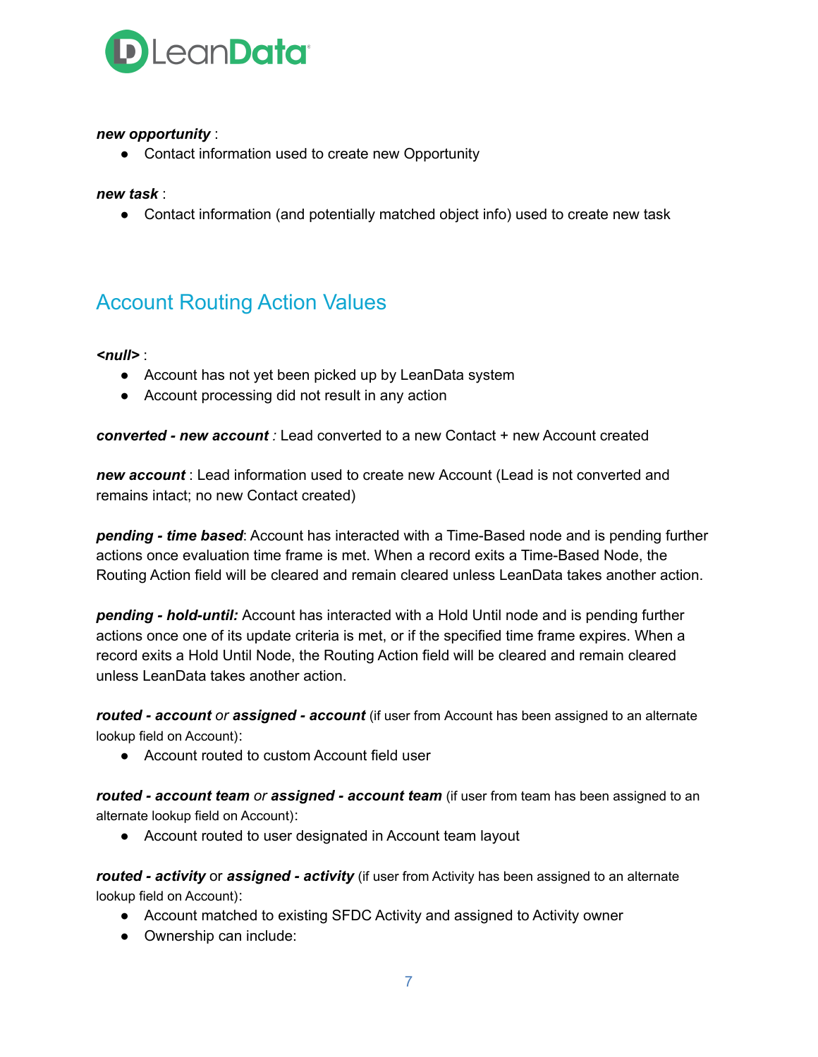***new opportunity*** :

- Contact information used to create new Opportunity

***new task*** :

- Contact information (and potentially matched object info) used to create new task

## Account Routing Action Values

***<null>*** :

- Account has not yet been picked up by LeanData system
- Account processing did not result in any action

***converted - new account*** *:* Lead converted to a new Contact + new Account created

***new account*** : Lead information used to create new Account (Lead is not converted and remains intact; no new Contact created)

***pending - time based***: Account has interacted with a Time-Based node and is pending further actions once evaluation time frame is met. When a record exits a Time-Based Node, the Routing Action field will be cleared and remain cleared unless LeanData takes another action.

***pending - hold-until:*** Account has interacted with a Hold Until node and is pending further actions once one of its update criteria is met, or if the specified time frame expires. When a record exits a Hold Until Node, the Routing Action field will be cleared and remain cleared unless LeanData takes another action.

***routed - account*** *or* ***assigned - account*** (if user from Account has been assigned to an alternate lookup field on Account):

- Account routed to custom Account field user

***routed - account team*** *or* ***assigned - account team*** (if user from team has been assigned to an alternate lookup field on Account):

- Account routed to user designated in Account team layout

***routed - activity*** or ***assigned - activity*** (if user from Activity has been assigned to an alternate lookup field on Account):

- Account matched to existing SFDC Activity and assigned to Activity owner
- Ownership can include: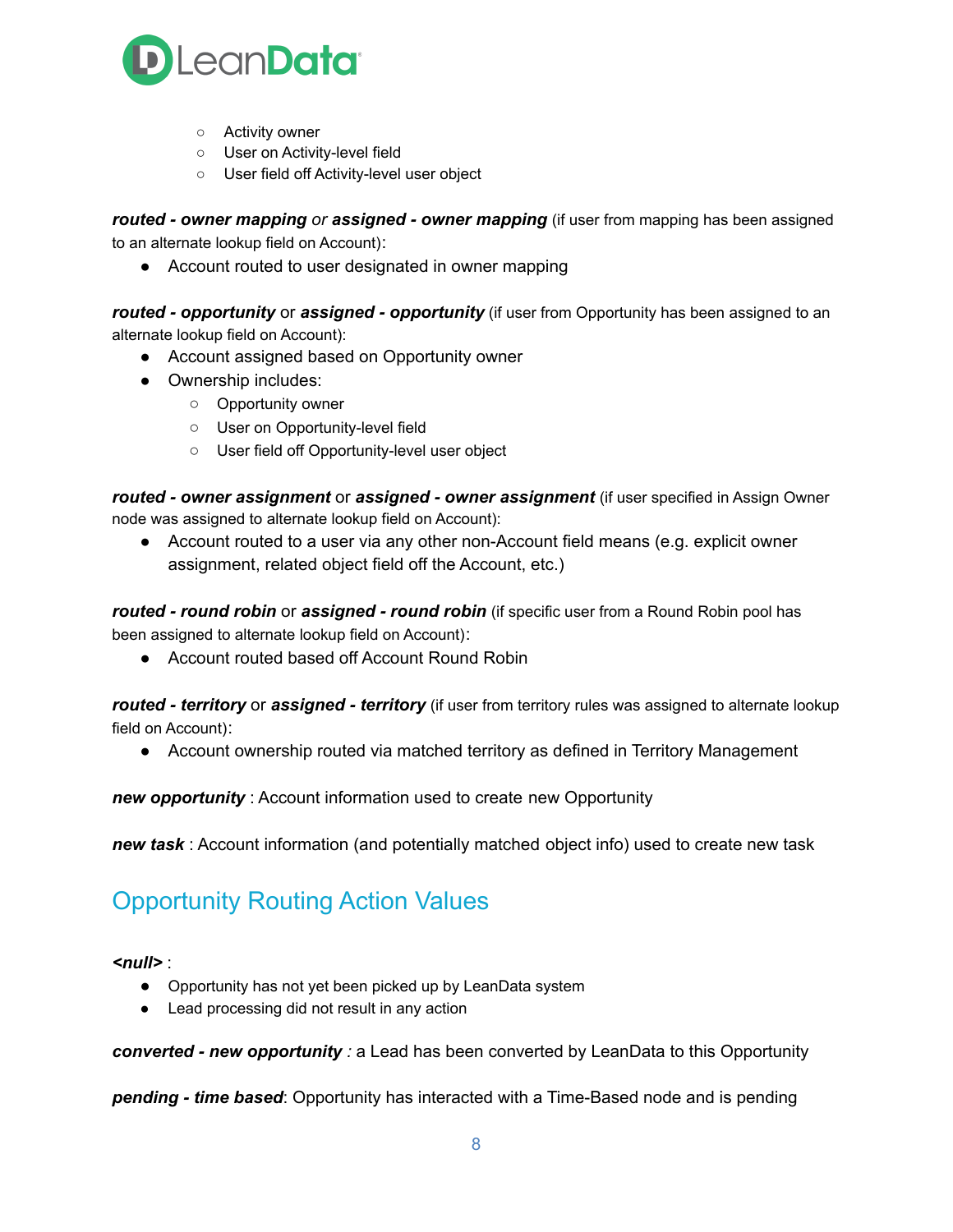- Activity owner
- User on Activity-level field
- User field off Activity-level user object

***routed - owner mapping*** *or* ***assigned - owner mapping*** (if user from mapping has been assigned to an alternate lookup field on Account):

- Account routed to user designated in owner mapping

***routed - opportunity*** or ***assigned - opportunity*** (if user from Opportunity has been assigned to an alternate lookup field on Account):

- Account assigned based on Opportunity owner
- Ownership includes:
  - Opportunity owner
  - User on Opportunity-level field
  - User field off Opportunity-level user object

***routed - owner assignment*** or ***assigned - owner assignment*** (if user specified in Assign Owner node was assigned to alternate lookup field on Account):

- Account routed to a user via any other non-Account field means (e.g. explicit owner assignment, related object field off the Account, etc.)

***routed - round robin*** or ***assigned - round robin*** (if specific user from a Round Robin pool has been assigned to alternate lookup field on Account):

- Account routed based off Account Round Robin

***routed - territory*** or ***assigned - territory*** (if user from territory rules was assigned to alternate lookup field on Account):

- Account ownership routed via matched territory as defined in Territory Management

***new opportunity*** : Account information used to create new Opportunity

***new task*** : Account information (and potentially matched object info) used to create new task

## Opportunity Routing Action Values

***<null>*** :

- Opportunity has not yet been picked up by LeanData system
- Lead processing did not result in any action

***converted - new opportunity*** *:* a Lead has been converted by LeanData to this Opportunity

***pending - time based***: Opportunity has interacted with a Time-Based node and is pending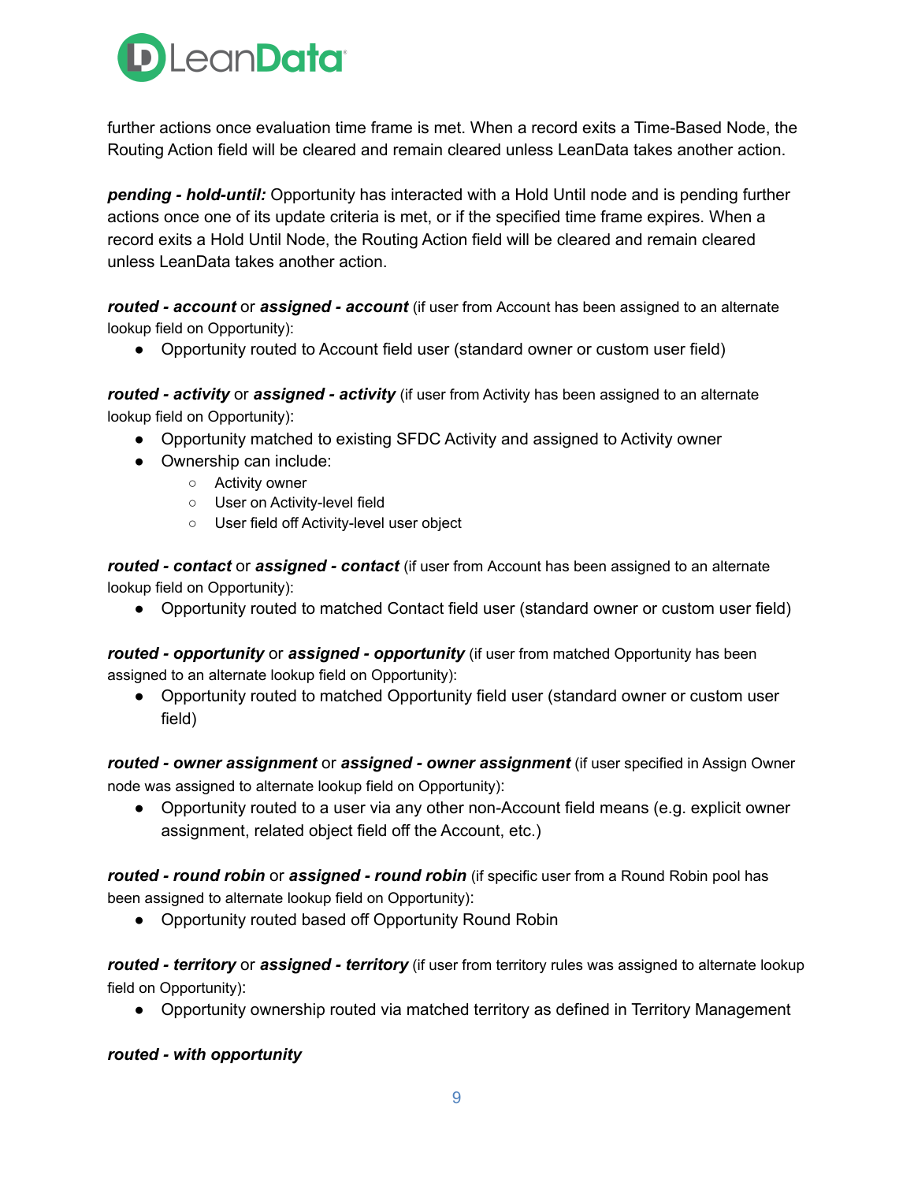further actions once evaluation time frame is met. When a record exits a Time-Based Node, the Routing Action field will be cleared and remain cleared unless LeanData takes another action.

***pending - hold-until:*** Opportunity has interacted with a Hold Until node and is pending further actions once one of its update criteria is met, or if the specified time frame expires. When a record exits a Hold Until Node, the Routing Action field will be cleared and remain cleared unless LeanData takes another action.

***routed - account*** or ***assigned - account*** (if user from Account has been assigned to an alternate lookup field on Opportunity):

- Opportunity routed to Account field user (standard owner or custom user field)

***routed - activity*** or ***assigned - activity*** (if user from Activity has been assigned to an alternate lookup field on Opportunity):

- Opportunity matched to existing SFDC Activity and assigned to Activity owner
- Ownership can include:
    - Activity owner
    - User on Activity-level field
    - User field off Activity-level user object

***routed - contact*** or ***assigned - contact*** (if user from Account has been assigned to an alternate lookup field on Opportunity):

- Opportunity routed to matched Contact field user (standard owner or custom user field)

***routed - opportunity*** or ***assigned - opportunity*** (if user from matched Opportunity has been assigned to an alternate lookup field on Opportunity):

- Opportunity routed to matched Opportunity field user (standard owner or custom user field)

***routed - owner assignment*** or ***assigned - owner assignment*** (if user specified in Assign Owner node was assigned to alternate lookup field on Opportunity):

- Opportunity routed to a user via any other non-Account field means (e.g. explicit owner assignment, related object field off the Account, etc.)

***routed - round robin*** or ***assigned - round robin*** (if specific user from a Round Robin pool has been assigned to alternate lookup field on Opportunity):

- Opportunity routed based off Opportunity Round Robin

***routed - territory*** or ***assigned - territory*** (if user from territory rules was assigned to alternate lookup field on Opportunity):

- Opportunity ownership routed via matched territory as defined in Territory Management

***routed - with opportunity***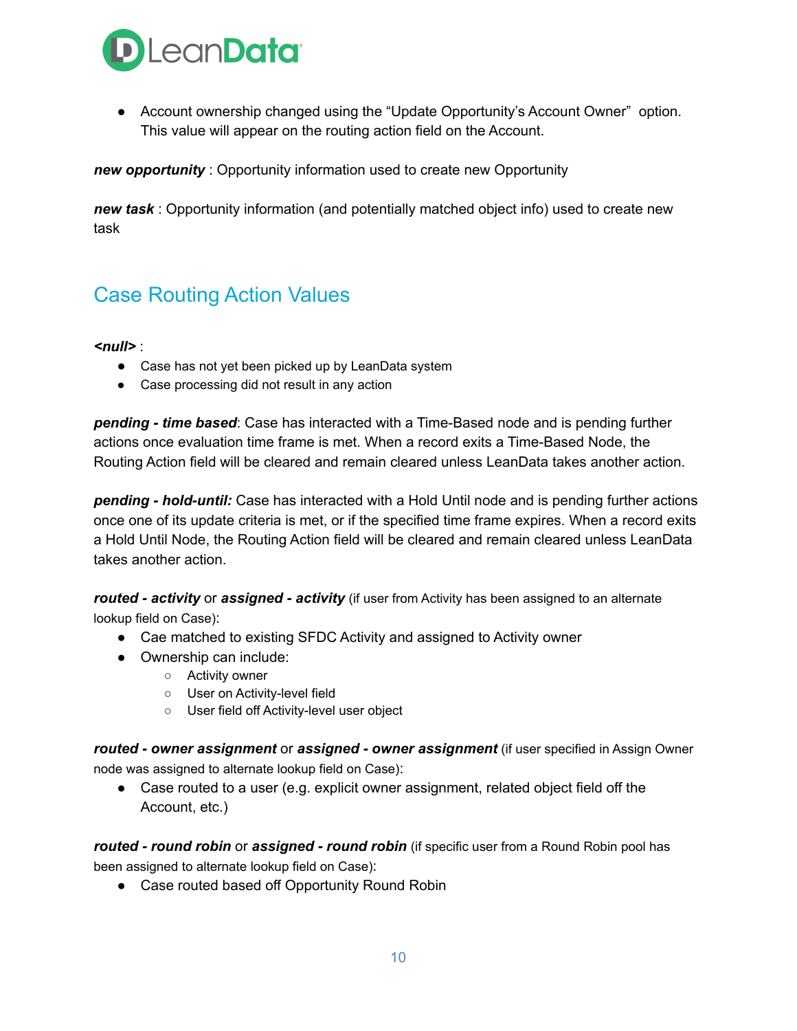- Account ownership changed using the "Update Opportunity's Account Owner" option. This value will appear on the routing action field on the Account.

***new opportunity*** : Opportunity information used to create new Opportunity

***new task*** : Opportunity information (and potentially matched object info) used to create new task

## Case Routing Action Values

***<null>*** :

- Case has not yet been picked up by LeanData system
- Case processing did not result in any action

***pending - time based***: Case has interacted with a Time-Based node and is pending further actions once evaluation time frame is met. When a record exits a Time-Based Node, the Routing Action field will be cleared and remain cleared unless LeanData takes another action.

***pending - hold-until:*** Case has interacted with a Hold Until node and is pending further actions once one of its update criteria is met, or if the specified time frame expires. When a record exits a Hold Until Node, the Routing Action field will be cleared and remain cleared unless LeanData takes another action.

***routed - activity*** or ***assigned - activity*** (if user from Activity has been assigned to an alternate lookup field on Case):

- Cae matched to existing SFDC Activity and assigned to Activity owner
- Ownership can include:
    - Activity owner
    - User on Activity-level field
    - User field off Activity-level user object

***routed - owner assignment*** or ***assigned - owner assignment*** (if user specified in Assign Owner node was assigned to alternate lookup field on Case):

- Case routed to a user (e.g. explicit owner assignment, related object field off the Account, etc.)

***routed - round robin*** or ***assigned - round robin*** (if specific user from a Round Robin pool has been assigned to alternate lookup field on Case):

- Case routed based off Opportunity Round Robin